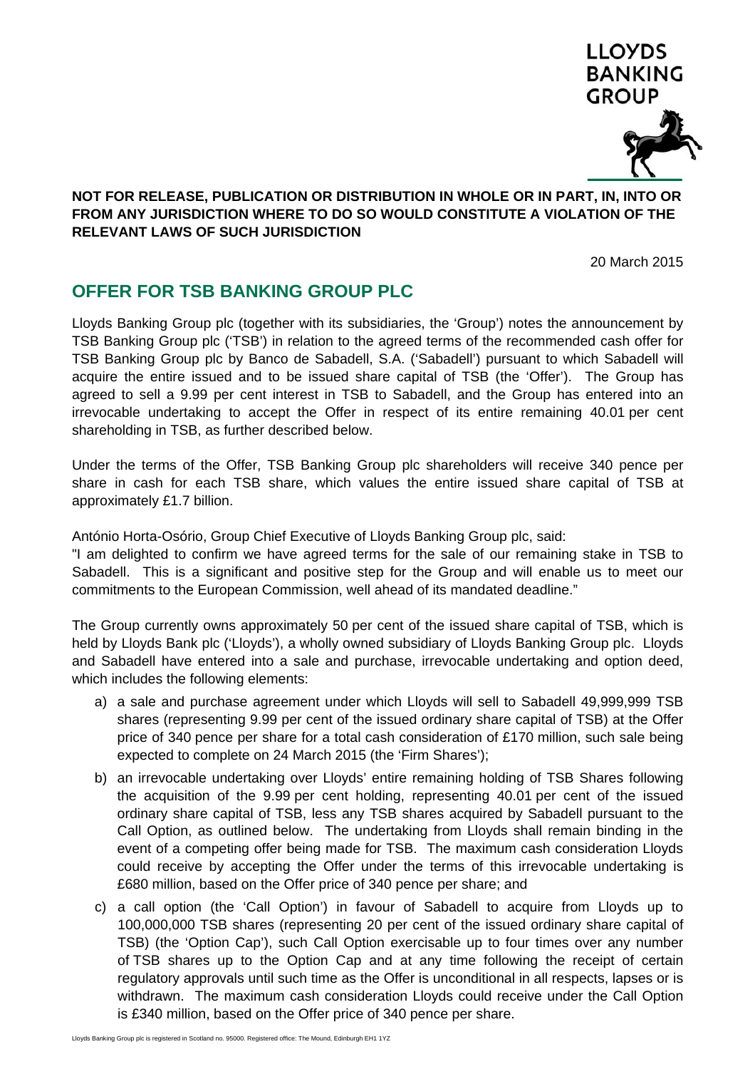**NOT FOR RELEASE, PUBLICATION OR DISTRIBUTION IN WHOLE OR IN PART, IN, INTO OR FROM ANY JURISDICTION WHERE TO DO SO WOULD CONSTITUTE A VIOLATION OF THE RELEVANT LAWS OF SUCH JURISDICTION**

20 March 2015

# OFFER FOR TSB BANKING GROUP PLC

Lloyds Banking Group plc (together with its subsidiaries, the 'Group') notes the announcement by TSB Banking Group plc ('TSB') in relation to the agreed terms of the recommended cash offer for TSB Banking Group plc by Banco de Sabadell, S.A. ('Sabadell') pursuant to which Sabadell will acquire the entire issued and to be issued share capital of TSB (the 'Offer'). The Group has agreed to sell a 9.99 per cent interest in TSB to Sabadell, and the Group has entered into an irrevocable undertaking to accept the Offer in respect of its entire remaining 40.01 per cent shareholding in TSB, as further described below.

Under the terms of the Offer, TSB Banking Group plc shareholders will receive 340 pence per share in cash for each TSB share, which values the entire issued share capital of TSB at approximately £1.7 billion.

António Horta-Osório, Group Chief Executive of Lloyds Banking Group plc, said:
"I am delighted to confirm we have agreed terms for the sale of our remaining stake in TSB to Sabadell. This is a significant and positive step for the Group and will enable us to meet our commitments to the European Commission, well ahead of its mandated deadline."

The Group currently owns approximately 50 per cent of the issued share capital of TSB, which is held by Lloyds Bank plc ('Lloyds'), a wholly owned subsidiary of Lloyds Banking Group plc. Lloyds and Sabadell have entered into a sale and purchase, irrevocable undertaking and option deed, which includes the following elements:

a) a sale and purchase agreement under which Lloyds will sell to Sabadell 49,999,999 TSB shares (representing 9.99 per cent of the issued ordinary share capital of TSB) at the Offer price of 340 pence per share for a total cash consideration of £170 million, such sale being expected to complete on 24 March 2015 (the 'Firm Shares');

b) an irrevocable undertaking over Lloyds' entire remaining holding of TSB Shares following the acquisition of the 9.99 per cent holding, representing 40.01 per cent of the issued ordinary share capital of TSB, less any TSB shares acquired by Sabadell pursuant to the Call Option, as outlined below. The undertaking from Lloyds shall remain binding in the event of a competing offer being made for TSB. The maximum cash consideration Lloyds could receive by accepting the Offer under the terms of this irrevocable undertaking is £680 million, based on the Offer price of 340 pence per share; and

c) a call option (the 'Call Option') in favour of Sabadell to acquire from Lloyds up to 100,000,000 TSB shares (representing 20 per cent of the issued ordinary share capital of TSB) (the 'Option Cap'), such Call Option exercisable up to four times over any number of TSB shares up to the Option Cap and at any time following the receipt of certain regulatory approvals until such time as the Offer is unconditional in all respects, lapses or is withdrawn. The maximum cash consideration Lloyds could receive under the Call Option is £340 million, based on the Offer price of 340 pence per share.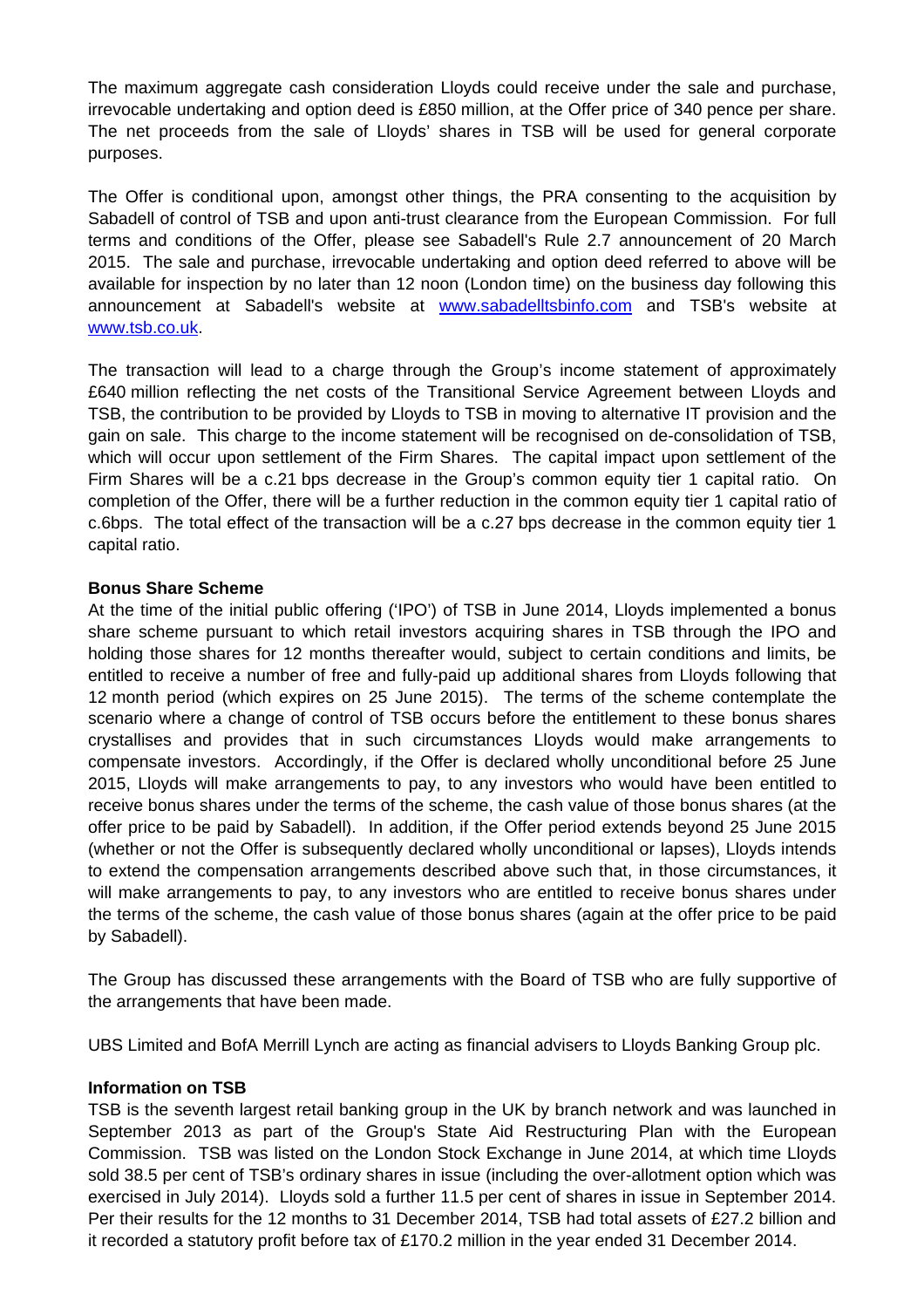The maximum aggregate cash consideration Lloyds could receive under the sale and purchase, irrevocable undertaking and option deed is £850 million, at the Offer price of 340 pence per share. The net proceeds from the sale of Lloyds' shares in TSB will be used for general corporate purposes.

The Offer is conditional upon, amongst other things, the PRA consenting to the acquisition by Sabadell of control of TSB and upon anti-trust clearance from the European Commission. For full terms and conditions of the Offer, please see Sabadell's Rule 2.7 announcement of 20 March 2015. The sale and purchase, irrevocable undertaking and option deed referred to above will be available for inspection by no later than 12 noon (London time) on the business day following this announcement at Sabadell's website at www.sabadelltsbinfo.com and TSB's website at www.tsb.co.uk.

The transaction will lead to a charge through the Group's income statement of approximately £640 million reflecting the net costs of the Transitional Service Agreement between Lloyds and TSB, the contribution to be provided by Lloyds to TSB in moving to alternative IT provision and the gain on sale. This charge to the income statement will be recognised on de-consolidation of TSB, which will occur upon settlement of the Firm Shares. The capital impact upon settlement of the Firm Shares will be a c.21 bps decrease in the Group's common equity tier 1 capital ratio. On completion of the Offer, there will be a further reduction in the common equity tier 1 capital ratio of c.6bps. The total effect of the transaction will be a c.27 bps decrease in the common equity tier 1 capital ratio.

**Bonus Share Scheme**

At the time of the initial public offering ('IPO') of TSB in June 2014, Lloyds implemented a bonus share scheme pursuant to which retail investors acquiring shares in TSB through the IPO and holding those shares for 12 months thereafter would, subject to certain conditions and limits, be entitled to receive a number of free and fully-paid up additional shares from Lloyds following that 12 month period (which expires on 25 June 2015). The terms of the scheme contemplate the scenario where a change of control of TSB occurs before the entitlement to these bonus shares crystallises and provides that in such circumstances Lloyds would make arrangements to compensate investors. Accordingly, if the Offer is declared wholly unconditional before 25 June 2015, Lloyds will make arrangements to pay, to any investors who would have been entitled to receive bonus shares under the terms of the scheme, the cash value of those bonus shares (at the offer price to be paid by Sabadell). In addition, if the Offer period extends beyond 25 June 2015 (whether or not the Offer is subsequently declared wholly unconditional or lapses), Lloyds intends to extend the compensation arrangements described above such that, in those circumstances, it will make arrangements to pay, to any investors who are entitled to receive bonus shares under the terms of the scheme, the cash value of those bonus shares (again at the offer price to be paid by Sabadell).

The Group has discussed these arrangements with the Board of TSB who are fully supportive of the arrangements that have been made.

UBS Limited and BofA Merrill Lynch are acting as financial advisers to Lloyds Banking Group plc.

**Information on TSB**

TSB is the seventh largest retail banking group in the UK by branch network and was launched in September 2013 as part of the Group's State Aid Restructuring Plan with the European Commission. TSB was listed on the London Stock Exchange in June 2014, at which time Lloyds sold 38.5 per cent of TSB's ordinary shares in issue (including the over-allotment option which was exercised in July 2014). Lloyds sold a further 11.5 per cent of shares in issue in September 2014. Per their results for the 12 months to 31 December 2014, TSB had total assets of £27.2 billion and it recorded a statutory profit before tax of £170.2 million in the year ended 31 December 2014.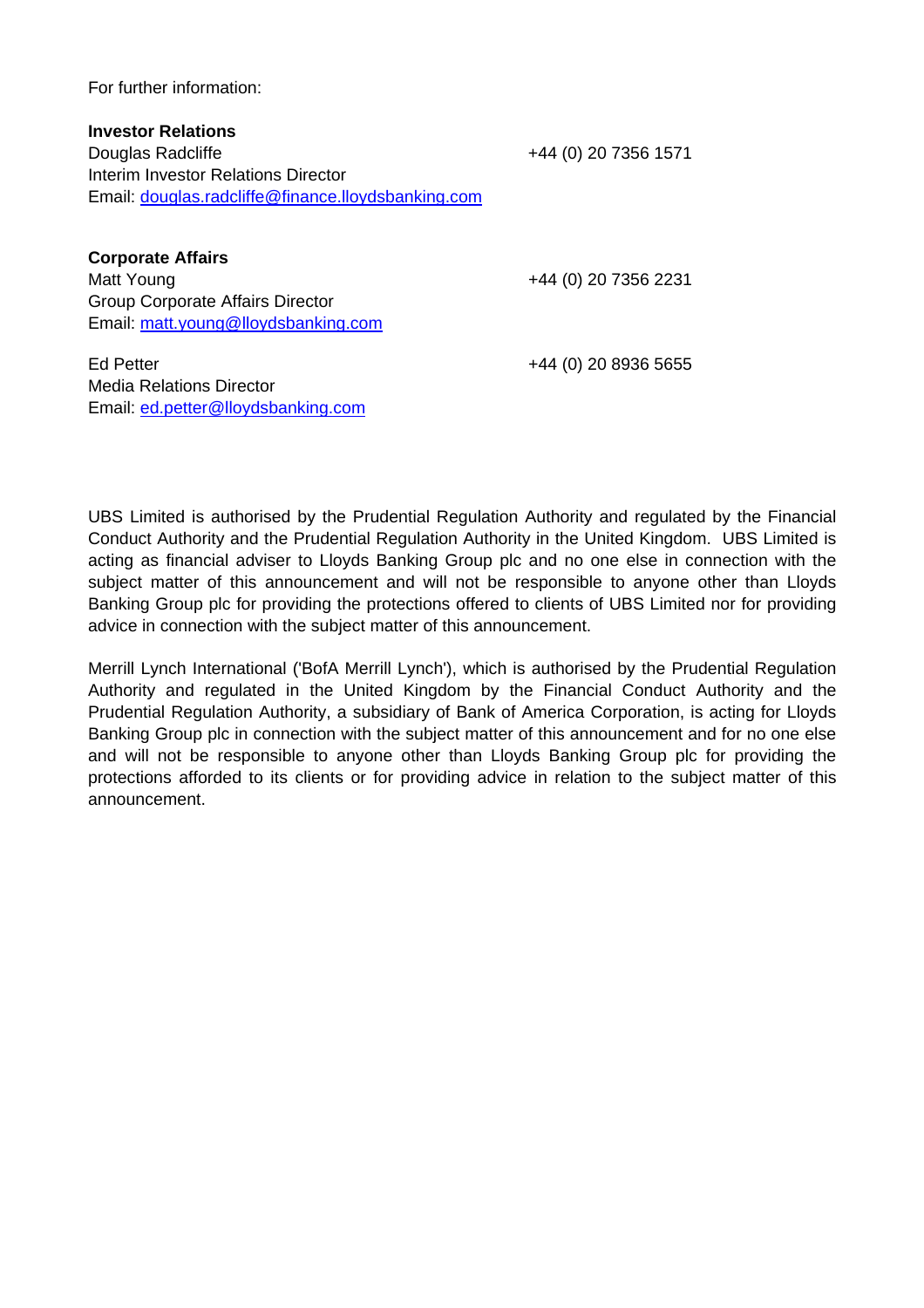For further information:

**Investor Relations**

Douglas Radcliffe +44 (0) 20 7356 1571
Interim Investor Relations Director
Email: douglas.radcliffe@finance.lloydsbanking.com

**Corporate Affairs**

Matt Young +44 (0) 20 7356 2231
Group Corporate Affairs Director
Email: matt.young@lloydsbanking.com

Ed Petter +44 (0) 20 8936 5655
Media Relations Director
Email: ed.petter@lloydsbanking.com

UBS Limited is authorised by the Prudential Regulation Authority and regulated by the Financial Conduct Authority and the Prudential Regulation Authority in the United Kingdom. UBS Limited is acting as financial adviser to Lloyds Banking Group plc and no one else in connection with the subject matter of this announcement and will not be responsible to anyone other than Lloyds Banking Group plc for providing the protections offered to clients of UBS Limited nor for providing advice in connection with the subject matter of this announcement.

Merrill Lynch International ('BofA Merrill Lynch'), which is authorised by the Prudential Regulation Authority and regulated in the United Kingdom by the Financial Conduct Authority and the Prudential Regulation Authority, a subsidiary of Bank of America Corporation, is acting for Lloyds Banking Group plc in connection with the subject matter of this announcement and for no one else and will not be responsible to anyone other than Lloyds Banking Group plc for providing the protections afforded to its clients or for providing advice in relation to the subject matter of this announcement.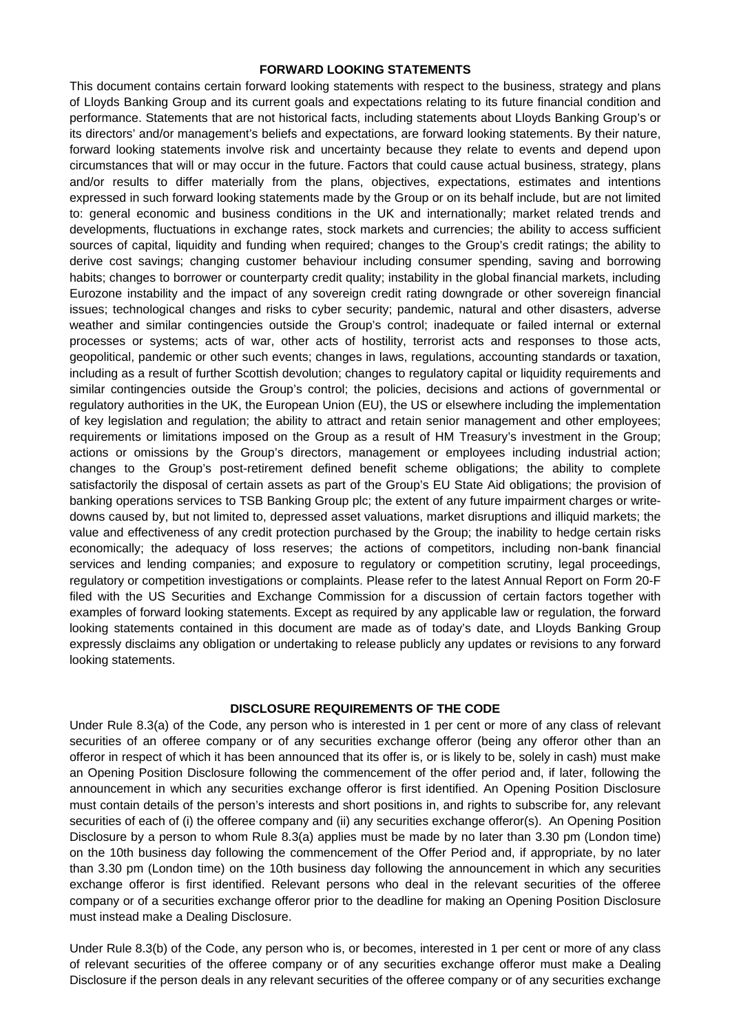**FORWARD LOOKING STATEMENTS**

This document contains certain forward looking statements with respect to the business, strategy and plans of Lloyds Banking Group and its current goals and expectations relating to its future financial condition and performance. Statements that are not historical facts, including statements about Lloyds Banking Group's or its directors' and/or management's beliefs and expectations, are forward looking statements. By their nature, forward looking statements involve risk and uncertainty because they relate to events and depend upon circumstances that will or may occur in the future. Factors that could cause actual business, strategy, plans and/or results to differ materially from the plans, objectives, expectations, estimates and intentions expressed in such forward looking statements made by the Group or on its behalf include, but are not limited to: general economic and business conditions in the UK and internationally; market related trends and developments, fluctuations in exchange rates, stock markets and currencies; the ability to access sufficient sources of capital, liquidity and funding when required; changes to the Group's credit ratings; the ability to derive cost savings; changing customer behaviour including consumer spending, saving and borrowing habits; changes to borrower or counterparty credit quality; instability in the global financial markets, including Eurozone instability and the impact of any sovereign credit rating downgrade or other sovereign financial issues; technological changes and risks to cyber security; pandemic, natural and other disasters, adverse weather and similar contingencies outside the Group's control; inadequate or failed internal or external processes or systems; acts of war, other acts of hostility, terrorist acts and responses to those acts, geopolitical, pandemic or other such events; changes in laws, regulations, accounting standards or taxation, including as a result of further Scottish devolution; changes to regulatory capital or liquidity requirements and similar contingencies outside the Group's control; the policies, decisions and actions of governmental or regulatory authorities in the UK, the European Union (EU), the US or elsewhere including the implementation of key legislation and regulation; the ability to attract and retain senior management and other employees; requirements or limitations imposed on the Group as a result of HM Treasury's investment in the Group; actions or omissions by the Group's directors, management or employees including industrial action; changes to the Group's post-retirement defined benefit scheme obligations; the ability to complete satisfactorily the disposal of certain assets as part of the Group's EU State Aid obligations; the provision of banking operations services to TSB Banking Group plc; the extent of any future impairment charges or write-downs caused by, but not limited to, depressed asset valuations, market disruptions and illiquid markets; the value and effectiveness of any credit protection purchased by the Group; the inability to hedge certain risks economically; the adequacy of loss reserves; the actions of competitors, including non-bank financial services and lending companies; and exposure to regulatory or competition scrutiny, legal proceedings, regulatory or competition investigations or complaints. Please refer to the latest Annual Report on Form 20-F filed with the US Securities and Exchange Commission for a discussion of certain factors together with examples of forward looking statements. Except as required by any applicable law or regulation, the forward looking statements contained in this document are made as of today's date, and Lloyds Banking Group expressly disclaims any obligation or undertaking to release publicly any updates or revisions to any forward looking statements.

**DISCLOSURE REQUIREMENTS OF THE CODE**

Under Rule 8.3(a) of the Code, any person who is interested in 1 per cent or more of any class of relevant securities of an offeree company or of any securities exchange offeror (being any offeror other than an offeror in respect of which it has been announced that its offer is, or is likely to be, solely in cash) must make an Opening Position Disclosure following the commencement of the offer period and, if later, following the announcement in which any securities exchange offeror is first identified. An Opening Position Disclosure must contain details of the person's interests and short positions in, and rights to subscribe for, any relevant securities of each of (i) the offeree company and (ii) any securities exchange offeror(s). An Opening Position Disclosure by a person to whom Rule 8.3(a) applies must be made by no later than 3.30 pm (London time) on the 10th business day following the commencement of the Offer Period and, if appropriate, by no later than 3.30 pm (London time) on the 10th business day following the announcement in which any securities exchange offeror is first identified. Relevant persons who deal in the relevant securities of the offeree company or of a securities exchange offeror prior to the deadline for making an Opening Position Disclosure must instead make a Dealing Disclosure.

Under Rule 8.3(b) of the Code, any person who is, or becomes, interested in 1 per cent or more of any class of relevant securities of the offeree company or of any securities exchange offeror must make a Dealing Disclosure if the person deals in any relevant securities of the offeree company or of any securities exchange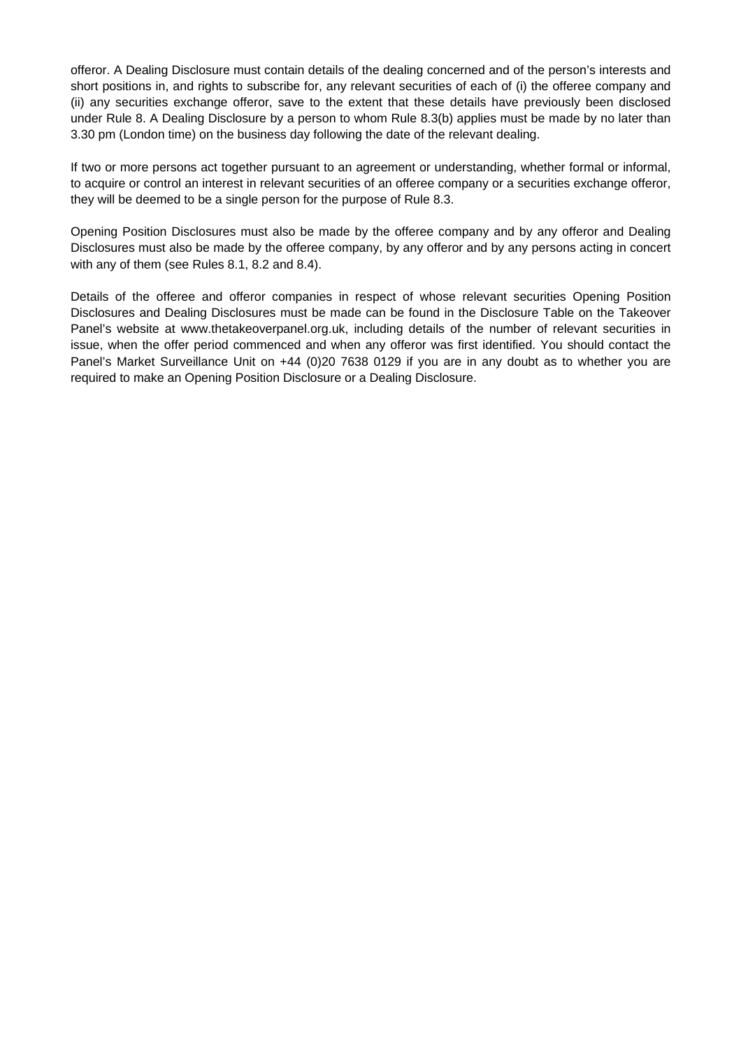offeror. A Dealing Disclosure must contain details of the dealing concerned and of the person's interests and short positions in, and rights to subscribe for, any relevant securities of each of (i) the offeree company and (ii) any securities exchange offeror, save to the extent that these details have previously been disclosed under Rule 8. A Dealing Disclosure by a person to whom Rule 8.3(b) applies must be made by no later than 3.30 pm (London time) on the business day following the date of the relevant dealing.

If two or more persons act together pursuant to an agreement or understanding, whether formal or informal, to acquire or control an interest in relevant securities of an offeree company or a securities exchange offeror, they will be deemed to be a single person for the purpose of Rule 8.3.

Opening Position Disclosures must also be made by the offeree company and by any offeror and Dealing Disclosures must also be made by the offeree company, by any offeror and by any persons acting in concert with any of them (see Rules 8.1, 8.2 and 8.4).

Details of the offeree and offeror companies in respect of whose relevant securities Opening Position Disclosures and Dealing Disclosures must be made can be found in the Disclosure Table on the Takeover Panel's website at www.thetakeoverpanel.org.uk, including details of the number of relevant securities in issue, when the offer period commenced and when any offeror was first identified. You should contact the Panel's Market Surveillance Unit on +44 (0)20 7638 0129 if you are in any doubt as to whether you are required to make an Opening Position Disclosure or a Dealing Disclosure.